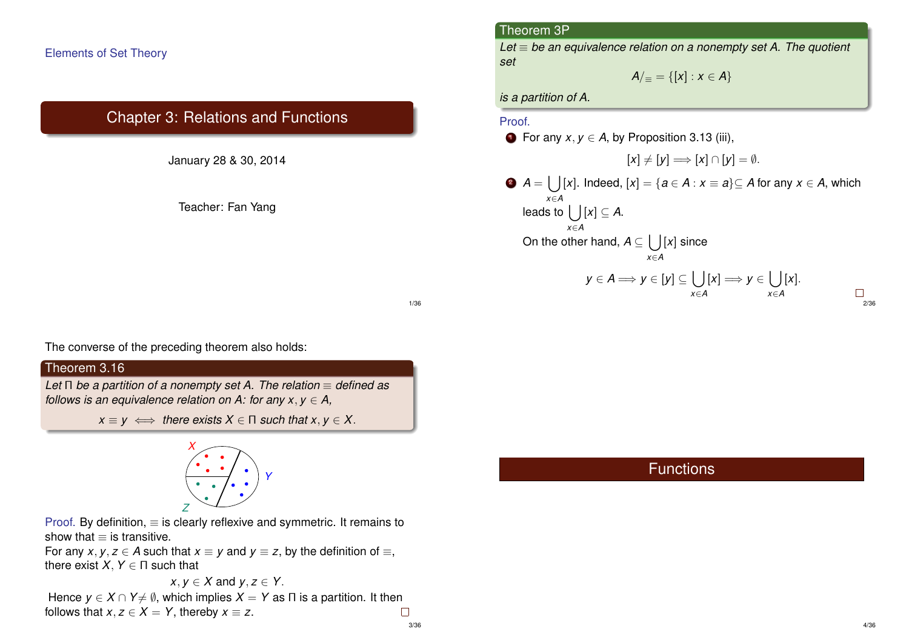Elements of Set Theory

# Chapter 3: Relations and Functions

January 28 & 30, 2014

Teacher: Fan Yang

**Theorem 3P**

*Let $\equiv$ be an equivalence relation on a nonempty set $A$. The quotient set*

$$A/_{\equiv} = \{[x] : x \in A\}$$

*is a partition of $A$.*

Proof.

1. For any $x, y \in A$, by Proposition 3.13 (iii),
$$[x] \neq [y] \Longrightarrow [x] \cap [y] = \emptyset.$$
2. $A = \bigcup_{x \in A} [x]$. Indeed, $[x] = \{a \in A : x \equiv a\} \subseteq A$ for any $x \in A$, which leads to $\bigcup_{x \in A} [x] \subseteq A$.

   On the other hand, $A \subseteq \bigcup_{x \in A} [x]$ since
$$y \in A \Longrightarrow y \in [y] \subseteq \bigcup_{x \in A} [x] \Longrightarrow y \in \bigcup_{x \in A} [x].$$

□

The converse of the preceding theorem also holds:

**Theorem 3.16**

*Let $\Pi$ be a partition of a nonempty set $A$. The relation $\equiv$ defined as follows is an equivalence relation on $A$: for any $x, y \in A$,*

$$x \equiv y \iff \text{there exists } X \in \Pi \text{ such that } x, y \in X.$$

Proof. By definition, $\equiv$ is clearly reflexive and symmetric. It remains to show that $\equiv$ is transitive.

For any $x, y, z \in A$ such that $x \equiv y$ and $y \equiv z$, by the definition of $\equiv$, there exist $X, Y \in \Pi$ such that

$$x, y \in X \text{ and } y, z \in Y.$$

Hence $y \in X \cap Y \neq \emptyset$, which implies $X = Y$ as $\Pi$ is a partition. It then follows that $x, z \in X = Y$, thereby $x \equiv z$. □

# Functions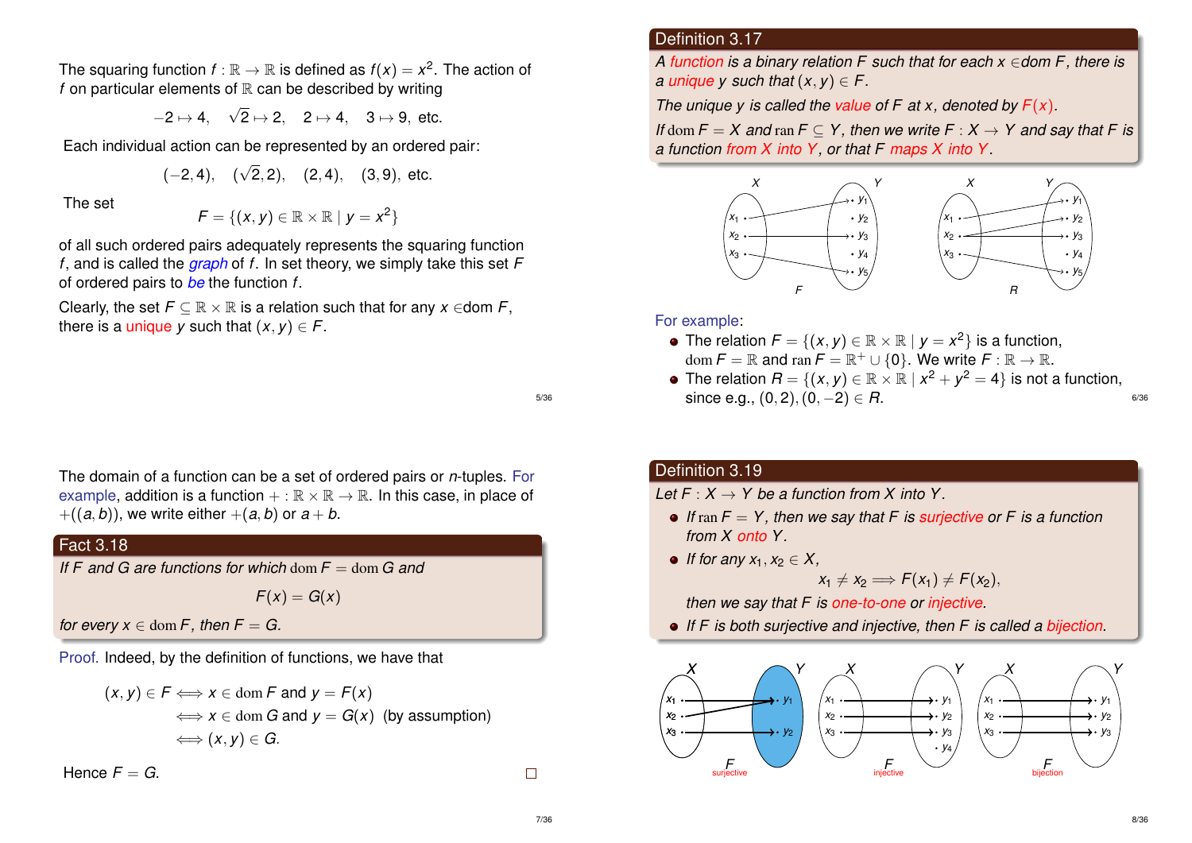The squaring function $f : \mathbb{R} \to \mathbb{R}$ is defined as $f(x) = x^2$. The action of $f$ on particular elements of $\mathbb{R}$ can be described by writing

$$-2 \mapsto 4, \quad \sqrt{2} \mapsto 2, \quad 2 \mapsto 4, \quad 3 \mapsto 9, \text{ etc.}$$

Each individual action can be represented by an ordered pair:

$$(-2, 4), \quad (\sqrt{2}, 2), \quad (2, 4), \quad (3, 9), \text{ etc.}$$

The set

$$F = \{(x, y) \in \mathbb{R} \times \mathbb{R} \mid y = x^2\}$$

of all such ordered pairs adequately represents the squaring function $f$, and is called the *graph* of $f$. In set theory, we simply take this set $F$ of ordered pairs to *be* the function $f$.

Clearly, the set $F \subseteq \mathbb{R} \times \mathbb{R}$ is a relation such that for any $x \in \text{dom } F$, there is a unique $y$ such that $(x, y) \in F$.

## Definition 3.17

*A function is a binary relation $F$ such that for each $x \in \text{dom } F$, there is a unique $y$ such that $(x, y) \in F$.*

*The unique $y$ is called the value of $F$ at $x$, denoted by $F(x)$.*

*If $\text{dom } F = X$ and $\text{ran } F \subseteq Y$, then we write $F : X \to Y$ and say that $F$ is a function from $X$ into $Y$, or that $F$ maps $X$ into $Y$.*

For example:

- The relation $F = \{(x, y) \in \mathbb{R} \times \mathbb{R} \mid y = x^2\}$ is a function, $\text{dom } F = \mathbb{R}$ and $\text{ran } F = \mathbb{R}^+ \cup \{0\}$. We write $F : \mathbb{R} \to \mathbb{R}$.
- The relation $R = \{(x, y) \in \mathbb{R} \times \mathbb{R} \mid x^2 + y^2 = 4\}$ is not a function, since e.g., $(0, 2), (0, -2) \in R$.

The domain of a function can be a set of ordered pairs or $n$-tuples. For example, addition is a function $+ : \mathbb{R} \times \mathbb{R} \to \mathbb{R}$. In this case, in place of $+((a, b))$, we write either $+(a, b)$ or $a + b$.

## Fact 3.18

*If $F$ and $G$ are functions for which $\text{dom } F = \text{dom } G$ and*

$$F(x) = G(x)$$

*for every $x \in \text{dom } F$, then $F = G$.*

Proof. Indeed, by the definition of functions, we have that

$$\begin{aligned}
(x, y) \in F &\iff x \in \text{dom } F \text{ and } y = F(x) \\
&\iff x \in \text{dom } G \text{ and } y = G(x) \quad \text{(by assumption)} \\
&\iff (x, y) \in G.
\end{aligned}$$

Hence $F = G$. □

## Definition 3.19

*Let $F : X \to Y$ be a function from $X$ into $Y$.*

- *If $\text{ran } F = Y$, then we say that $F$ is surjective or $F$ is a function from $X$ onto $Y$.*
- *If for any $x_1, x_2 \in X$,*
  $$x_1 \neq x_2 \implies F(x_1) \neq F(x_2),$$
  *then we say that $F$ is one-to-one or injective.*
- *If $F$ is both surjective and injective, then $F$ is called a bijection.*

F surjective  F injective  F bijection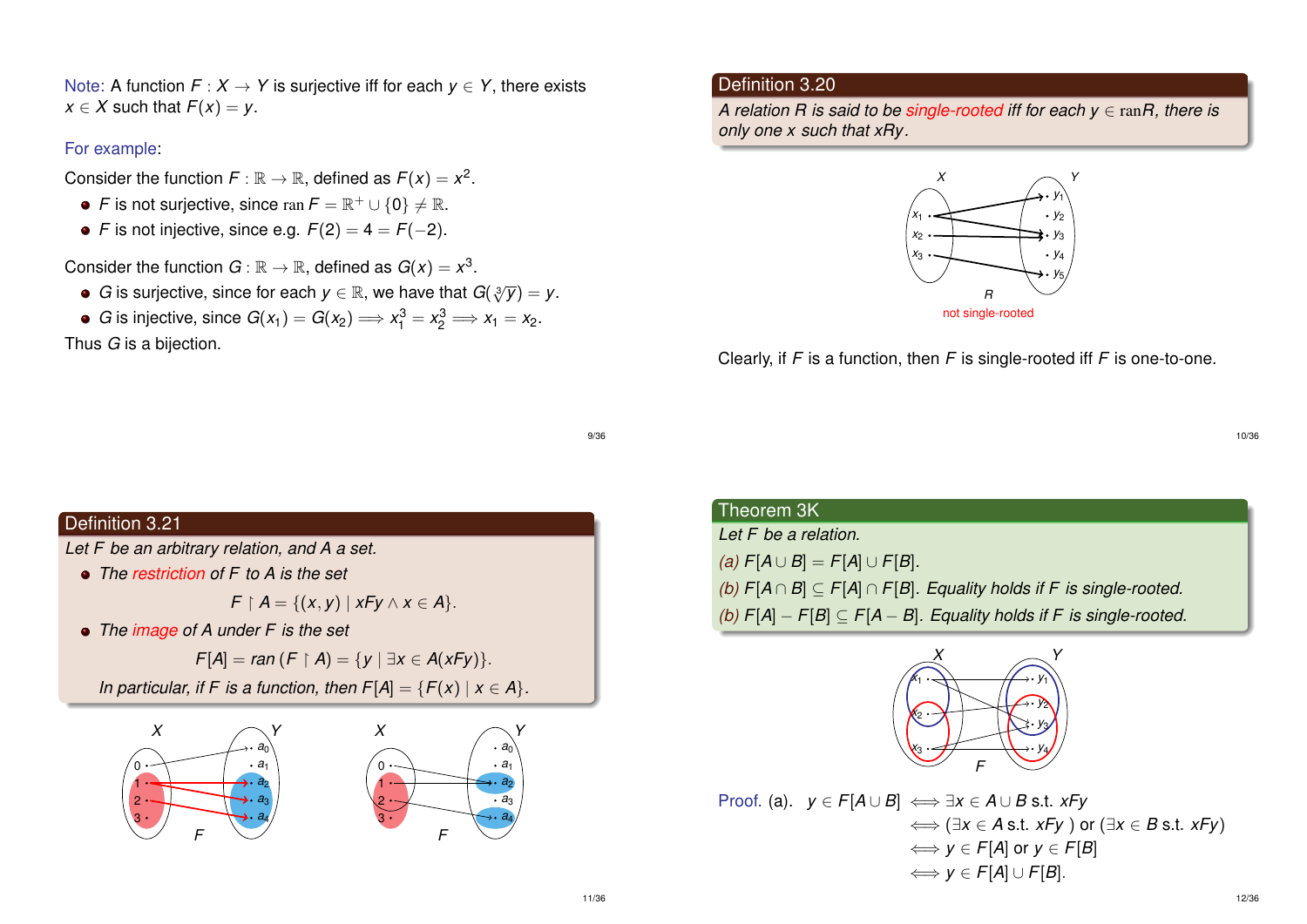Note: A function $F : X \to Y$ is surjective iff for each $y \in Y$, there exists $x \in X$ such that $F(x) = y$.

For example:

Consider the function $F : \mathbb{R} \to \mathbb{R}$, defined as $F(x) = x^2$.

- $F$ is not surjective, since $\operatorname{ran} F = \mathbb{R}^+ \cup \{0\} \neq \mathbb{R}$.
- $F$ is not injective, since e.g. $F(2) = 4 = F(-2)$.

Consider the function $G : \mathbb{R} \to \mathbb{R}$, defined as $G(x) = x^3$.

- $G$ is surjective, since for each $y \in \mathbb{R}$, we have that $G(\sqrt[3]{y}) = y$.
- $G$ is injective, since $G(x_1) = G(x_2) \implies x_1^3 = x_2^3 \implies x_1 = x_2$.

Thus $G$ is a bijection.

## Definition 3.20

*A relation $R$ is said to be single-rooted iff for each $y \in \operatorname{ran} R$, there is only one $x$ such that $xRy$.*

not single-rooted

Clearly, if $F$ is a function, then $F$ is single-rooted iff $F$ is one-to-one.

## Definition 3.21

*Let $F$ be an arbitrary relation, and $A$ a set.*

- *The restriction of $F$ to $A$ is the set*

$$F \restriction A = \{(x, y) \mid xFy \wedge x \in A\}.$$

- *The image of $A$ under $F$ is the set*

$$F[A] = ran\,(F \restriction A) = \{y \mid \exists x \in A(xFy)\}.$$

*In particular, if $F$ is a function, then $F[A] = \{F(x) \mid x \in A\}$.*

## Theorem 3K

*Let $F$ be a relation.*

*(a) $F[A \cup B] = F[A] \cup F[B]$.*

*(b) $F[A \cap B] \subseteq F[A] \cap F[B]$. Equality holds if $F$ is single-rooted.*

*(b) $F[A] - F[B] \subseteq F[A - B]$. Equality holds if $F$ is single-rooted.*

Proof. (a).

$$\begin{aligned} y \in F[A \cup B] &\iff \exists x \in A \cup B \text{ s.t. } xFy \\ &\iff (\exists x \in A \text{ s.t. } xFy\ ) \text{ or } (\exists x \in B \text{ s.t. } xFy) \\ &\iff y \in F[A] \text{ or } y \in F[B] \\ &\iff y \in F[A] \cup F[B]. \end{aligned}$$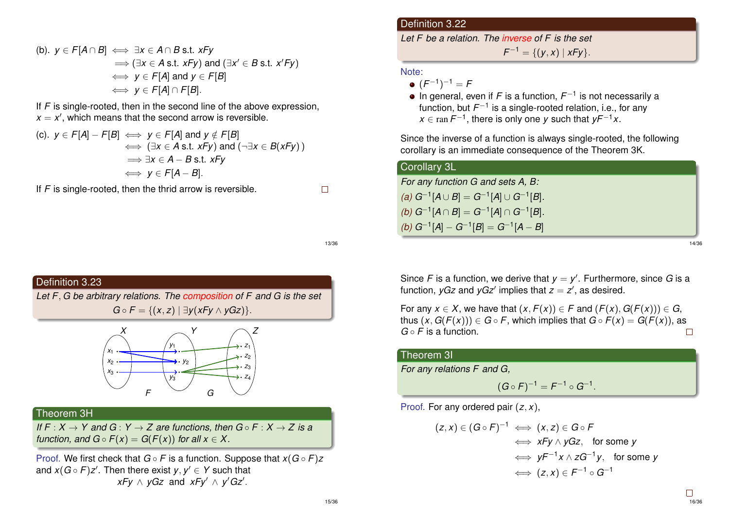(b). $y \in F[A \cap B] \iff \exists x \in A \cap B$ s.t. $xFy$

$$\implies (\exists x \in A \text{ s.t. } xFy) \text{ and } (\exists x' \in B \text{ s.t. } x'Fy)$$

$$\iff y \in F[A] \text{ and } y \in F[B]$$

$$\iff y \in F[A] \cap F[B].$$

If $F$ is single-rooted, then in the second line of the above expression, $x = x'$, which means that the second arrow is reversible.

(c). $y \in F[A] - F[B] \iff y \in F[A]$ and $y \notin F[B]$

$$\iff (\exists x \in A \text{ s.t. } xFy) \text{ and } (\neg \exists x \in B(xFy))$$

$$\implies \exists x \in A - B \text{ s.t. } xFy$$

$$\iff y \in F[A - B].$$

If $F$ is single-rooted, then the thrid arrow is reversible. □

## Definition 3.22

*Let $F$ be a relation. The inverse of $F$ is the set*

$$F^{-1} = \{(y, x) \mid xFy\}.$$

Note:

- $(F^{-1})^{-1} = F$
- In general, even if $F$ is a function, $F^{-1}$ is not necessarily a function, but $F^{-1}$ is a single-rooted relation, i.e., for any $x \in \operatorname{ran} F^{-1}$, there is only one $y$ such that $yF^{-1}x$.

Since the inverse of a function is always single-rooted, the following corollary is an immediate consequence of the Theorem 3K.

## Corollary 3L

*For any function $G$ and sets $A$, $B$:*

*(a)* $G^{-1}[A \cup B] = G^{-1}[A] \cup G^{-1}[B]$.

*(b)* $G^{-1}[A \cap B] = G^{-1}[A] \cap G^{-1}[B]$.

*(b)* $G^{-1}[A] - G^{-1}[B] = G^{-1}[A - B]$

## Definition 3.23

*Let $F, G$ be arbitrary relations. The composition of $F$ and $G$ is the set*

$$G \circ F = \{(x, z) \mid \exists y(xFy \wedge yGz)\}.$$

## Theorem 3H

*If $F : X \to Y$ and $G : Y \to Z$ are functions, then $G \circ F : X \to Z$ is a function, and $G \circ F(x) = G(F(x))$ for all $x \in X$.*

Proof. We first check that $G \circ F$ is a function. Suppose that $x(G \circ F)z$ and $x(G \circ F)z'$. Then there exist $y, y' \in Y$ such that

$$xFy \wedge yGz \text{ and } xFy' \wedge y'Gz'.$$

Since $F$ is a function, we derive that $y = y'$. Furthermore, since $G$ is a function, $yGz$ and $yGz'$ implies that $z = z'$, as desired.

For any $x \in X$, we have that $(x, F(x)) \in F$ and $(F(x), G(F(x))) \in G$, thus $(x, G(F(x))) \in G \circ F$, which implies that $G \circ F(x) = G(F(x))$, as $G \circ F$ is a function. □

## Theorem 3I

*For any relations $F$ and $G$,*

$$(G \circ F)^{-1} = F^{-1} \circ G^{-1}.$$

Proof. For any ordered pair $(z, x)$,

$$(z, x) \in (G \circ F)^{-1} \iff (x, z) \in G \circ F$$

$$\iff xFy \wedge yGz, \quad \text{for some } y$$

$$\iff yF^{-1}x \wedge zG^{-1}y, \quad \text{for some } y$$

$$\iff (z, x) \in F^{-1} \circ G^{-1}$$

□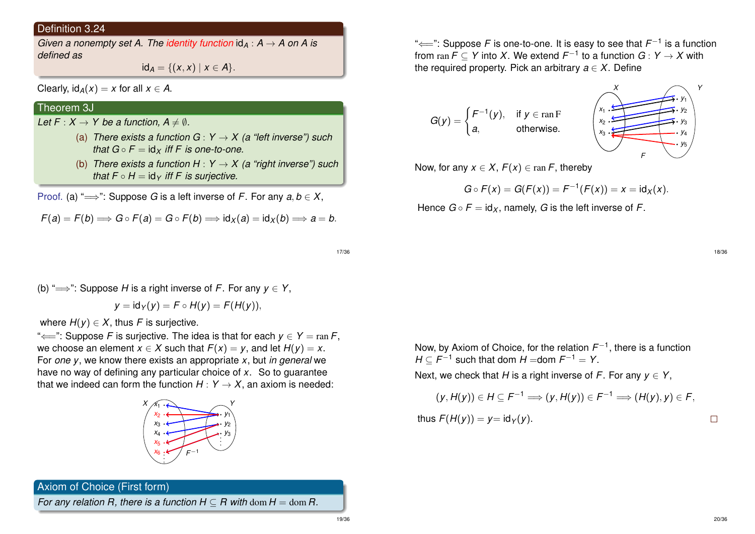## Definition 3.24

*Given a nonempty set $A$. The identity function $\mathrm{id}_A : A \to A$ on $A$ is defined as*

$$\mathrm{id}_A = \{(x, x) \mid x \in A\}.$$

Clearly, $\mathrm{id}_A(x) = x$ for all $x \in A$.

## Theorem 3J

*Let $F : X \to Y$ be a function, $A \neq \emptyset$.*

(a) *There exists a function $G : Y \to X$ (a "left inverse") such that $G \circ F = \mathrm{id}_X$ iff $F$ is one-to-one.*

(b) *There exists a function $H : Y \to X$ (a "right inverse") such that $F \circ H = \mathrm{id}_Y$ iff $F$ is surjective.*

Proof. (a) "$\Longrightarrow$": Suppose $G$ is a left inverse of $F$. For any $a, b \in X$,

$$F(a) = F(b) \Longrightarrow G \circ F(a) = G \circ F(b) \Longrightarrow \mathrm{id}_X(a) = \mathrm{id}_X(b) \Longrightarrow a = b.$$

"$\Longleftarrow$": Suppose $F$ is one-to-one. It is easy to see that $F^{-1}$ is a function from $\operatorname{ran} F \subseteq Y$ into $X$. We extend $F^{-1}$ to a function $G : Y \to X$ with the required property. Pick an arbitrary $a \in X$. Define

$$G(y) = \begin{cases} F^{-1}(y), & \text{if } y \in \operatorname{ran} F \\ a, & \text{otherwise.} \end{cases}$$

Now, for any $x \in X$, $F(x) \in \operatorname{ran} F$, thereby

$$G \circ F(x) = G(F(x)) = F^{-1}(F(x)) = x = \mathrm{id}_X(x).$$

Hence $G \circ F = \mathrm{id}_X$, namely, $G$ is the left inverse of $F$.

(b) "$\Longrightarrow$": Suppose $H$ is a right inverse of $F$. For any $y \in Y$,

$$y = \mathrm{id}_Y(y) = F \circ H(y) = F(H(y)),$$

where $H(y) \in X$, thus $F$ is surjective.

"$\Longleftarrow$": Suppose $F$ is surjective. The idea is that for each $y \in Y = \operatorname{ran} F$, we choose an element $x \in X$ such that $F(x) = y$, and let $H(y) = x$. For *one* $y$, we know there exists an appropriate $x$, but *in general* we have no way of defining any particular choice of $x$. So to guarantee that we indeed can form the function $H : Y \to X$, an axiom is needed:

## Axiom of Choice (First form)

*For any relation $R$, there is a function $H \subseteq R$ with $\operatorname{dom} H = \operatorname{dom} R$.*

Now, by Axiom of Choice, for the relation $F^{-1}$, there is a function $H \subseteq F^{-1}$ such that dom $H$ =dom $F^{-1} = Y$.

Next, we check that $H$ is a right inverse of $F$. For any $y \in Y$,

$$(y, H(y)) \in H \subseteq F^{-1} \Longrightarrow (y, H(y)) \in F^{-1} \Longrightarrow (H(y), y) \in F,$$

thus $F(H(y)) = y = \mathrm{id}_Y(y)$. □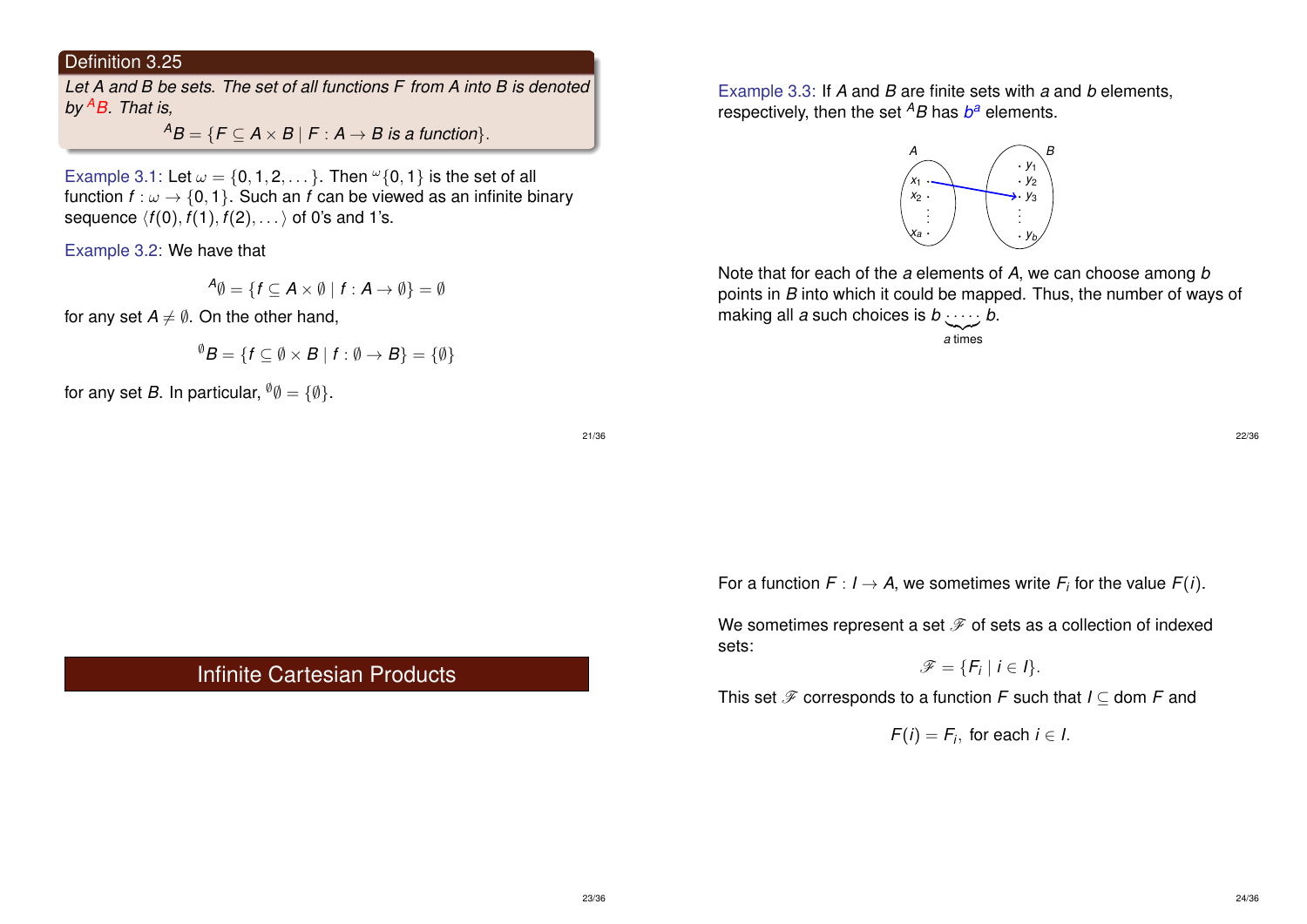**Definition 3.25**

*Let $A$ and $B$ be sets. The set of all functions $F$ from $A$ into $B$ is denoted by ${}^AB$. That is,*

$${}^AB = \{F \subseteq A \times B \mid F : A \to B \text{ is a function}\}.$$

Example 3.1: Let $\omega = \{0, 1, 2, \dots\}$. Then ${}^\omega\{0, 1\}$ is the set of all function $f : \omega \to \{0, 1\}$. Such an $f$ can be viewed as an infinite binary sequence $\langle f(0), f(1), f(2), \dots\rangle$ of 0's and 1's.

Example 3.2: We have that

$${}^A\emptyset = \{f \subseteq A \times \emptyset \mid f : A \to \emptyset\} = \emptyset$$

for any set $A \neq \emptyset$. On the other hand,

$${}^\emptyset B = \{f \subseteq \emptyset \times B \mid f : \emptyset \to B\} = \{\emptyset\}$$

for any set $B$. In particular, ${}^\emptyset\emptyset = \{\emptyset\}$.

Example 3.3: If $A$ and $B$ are finite sets with $a$ and $b$ elements, respectively, then the set ${}^AB$ has $b^a$ elements.

Note that for each of the $a$ elements of $A$, we can choose among $b$ points in $B$ into which it could be mapped. Thus, the number of ways of making all $a$ such choices is $b \underbrace{\cdots\cdots}_{a \text{ times}} b$.

## Infinite Cartesian Products

For a function $F : I \to A$, we sometimes write $F_i$ for the value $F(i)$.

We sometimes represent a set $\mathscr{F}$ of sets as a collection of indexed sets:

$$\mathscr{F} = \{F_i \mid i \in I\}.$$

This set $\mathscr{F}$ corresponds to a function $F$ such that $I \subseteq \operatorname{dom} F$ and

$$F(i) = F_i, \text{ for each } i \in I.$$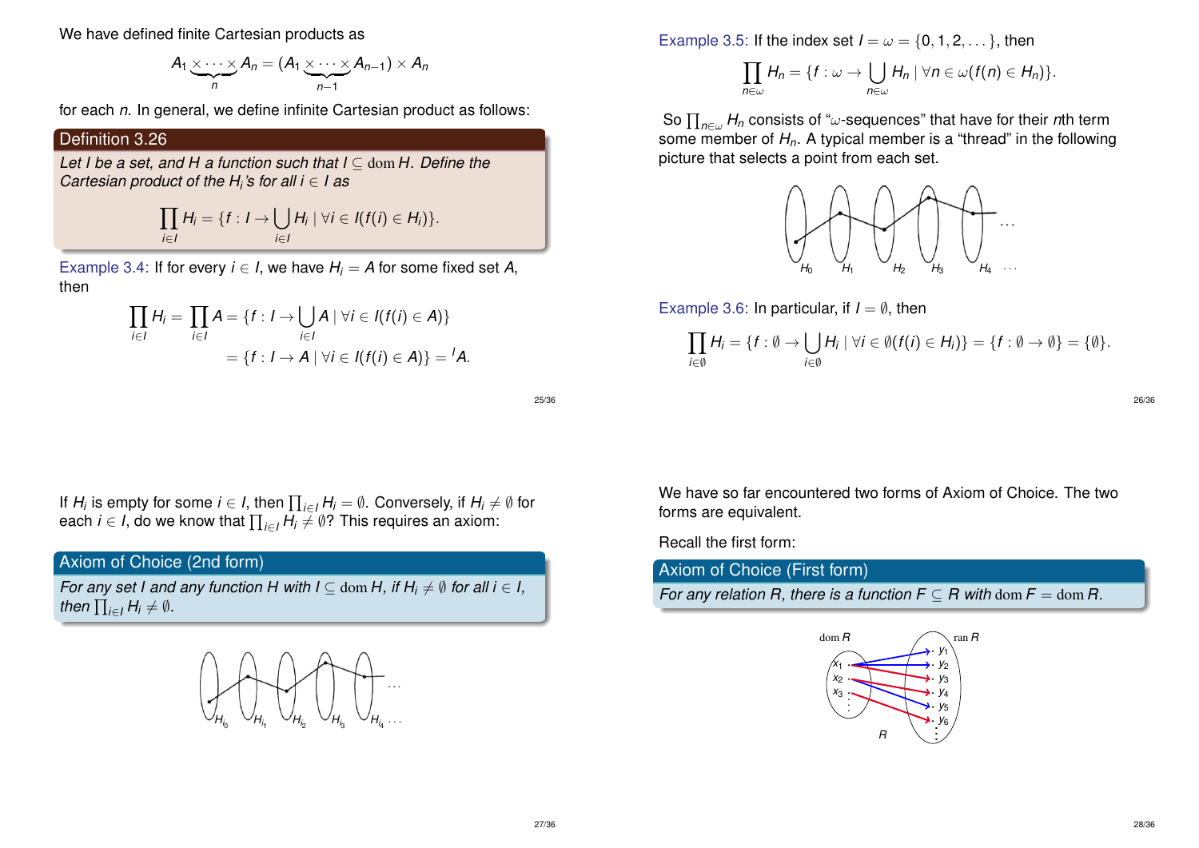We have defined finite Cartesian products as

$$A_1 \underbrace{\times \cdots \times}_{n} A_n = (A_1 \underbrace{\times \cdots \times}_{n-1} A_{n-1}) \times A_n$$

for each $n$. In general, we define infinite Cartesian product as follows:

**Definition 3.26**

*Let $I$ be a set, and $H$ a function such that $I \subseteq \operatorname{dom} H$. Define the Cartesian product of the $H_i$'s for all $i \in I$ as*

$$\prod_{i \in I} H_i = \{f : I \to \bigcup_{i \in I} H_i \mid \forall i \in I(f(i) \in H_i)\}.$$

Example 3.4: If for every $i \in I$, we have $H_i = A$ for some fixed set $A$, then

$$\prod_{i \in I} H_i = \prod_{i \in I} A = \{f : I \to \bigcup_{i \in I} A \mid \forall i \in I(f(i) \in A)\}$$
$$= \{f : I \to A \mid \forall i \in I(f(i) \in A)\} = {}^I A.$$

Example 3.5: If the index set $I = \omega = \{0, 1, 2, \dots\}$, then

$$\prod_{n \in \omega} H_n = \{f : \omega \to \bigcup_{n \in \omega} H_n \mid \forall n \in \omega(f(n) \in H_n)\}.$$

So $\prod_{n \in \omega} H_n$ consists of "$\omega$-sequences" that have for their $n$th term some member of $H_n$. A typical member is a "thread" in the following picture that selects a point from each set.

$H_0 \quad H_1 \quad H_2 \quad H_3 \quad H_4 \quad \cdots$

Example 3.6: In particular, if $I = \emptyset$, then

$$\prod_{i \in \emptyset} H_i = \{f : \emptyset \to \bigcup_{i \in \emptyset} H_i \mid \forall i \in \emptyset(f(i) \in H_i)\} = \{f : \emptyset \to \emptyset\} = \{\emptyset\}.$$

If $H_i$ is empty for some $i \in I$, then $\prod_{i \in I} H_i = \emptyset$. Conversely, if $H_i \neq \emptyset$ for each $i \in I$, do we know that $\prod_{i \in I} H_i \neq \emptyset$? This requires an axiom:

**Axiom of Choice (2nd form)**

*For any set $I$ and any function $H$ with $I \subseteq \operatorname{dom} H$, if $H_i \neq \emptyset$ for all $i \in I$, then $\prod_{i \in I} H_i \neq \emptyset$.*

$H_{i_0} \quad H_{i_1} \quad H_{i_2} \quad H_{i_3} \quad H_{i_4} \quad \cdots$

We have so far encountered two forms of Axiom of Choice. The two forms are equivalent.

Recall the first form:

**Axiom of Choice (First form)**

*For any relation $R$, there is a function $F \subseteq R$ with $\operatorname{dom} F = \operatorname{dom} R$.*

$\operatorname{dom} R \quad \operatorname{ran} R \quad R$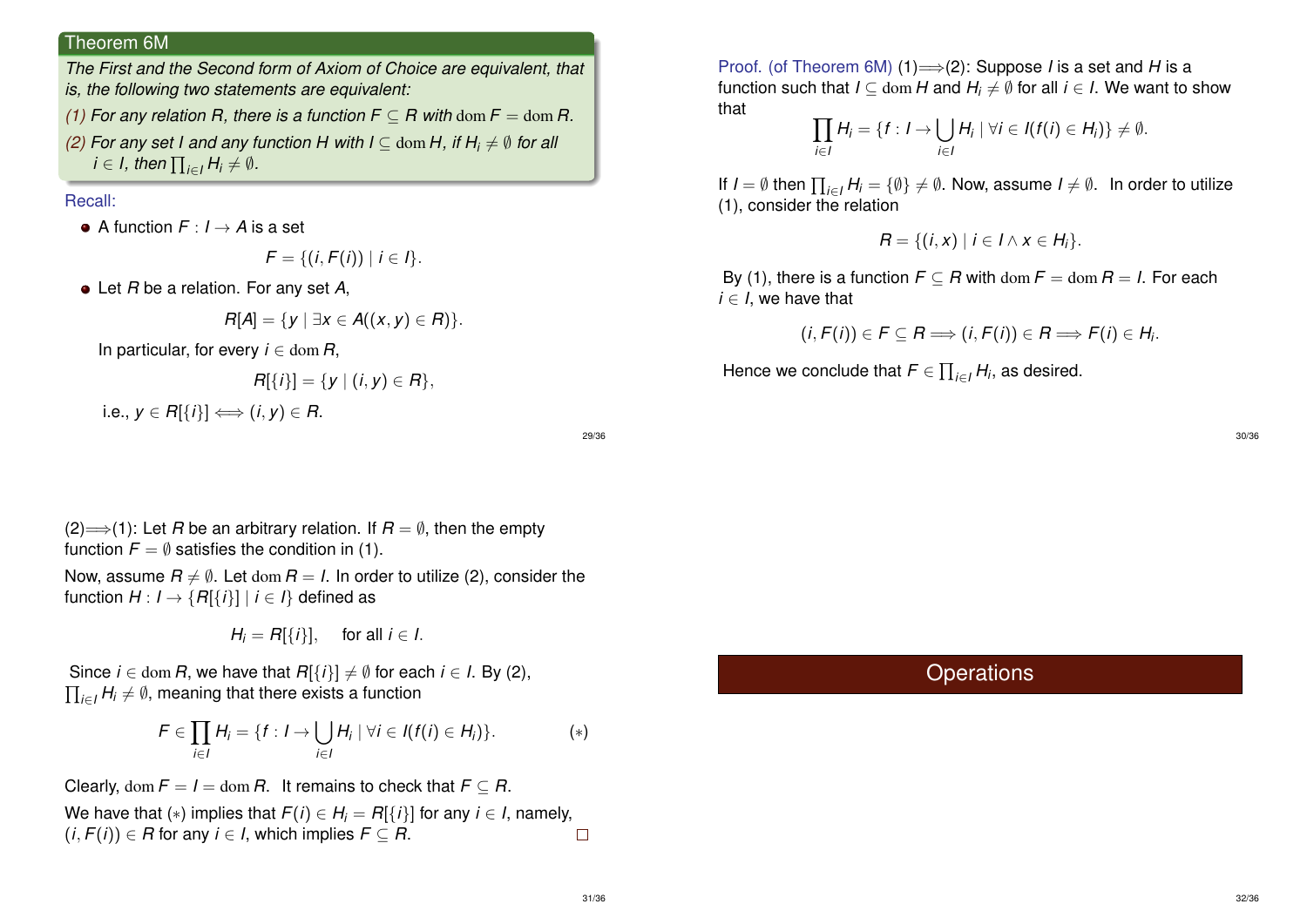## Theorem 6M

*The First and the Second form of Axiom of Choice are equivalent, that is, the following two statements are equivalent:*

*(1) For any relation $R$, there is a function $F \subseteq R$ with $\text{dom}\, F = \text{dom}\, R$.*

*(2) For any set $I$ and any function $H$ with $I \subseteq \text{dom}\, H$, if $H_i \neq \emptyset$ for all $i \in I$, then $\prod_{i \in I} H_i \neq \emptyset$.*

Recall:

- A function $F : I \to A$ is a set
$$F = \{(i, F(i)) \mid i \in I\}.$$
- Let $R$ be a relation. For any set $A$,
$$R[A] = \{y \mid \exists x \in A((x, y) \in R)\}.$$
In particular, for every $i \in \text{dom}\, R$,
$$R[\{i\}] = \{y \mid (i, y) \in R\},$$
i.e., $y \in R[\{i\}] \iff (i, y) \in R$.

Proof. (of Theorem 6M) (1)$\Longrightarrow$(2): Suppose $I$ is a set and $H$ is a function such that $I \subseteq \text{dom}\, H$ and $H_i \neq \emptyset$ for all $i \in I$. We want to show that
$$\prod_{i \in I} H_i = \{f : I \to \bigcup_{i \in I} H_i \mid \forall i \in I(f(i) \in H_i)\} \neq \emptyset.$$

If $I = \emptyset$ then $\prod_{i \in I} H_i = \{\emptyset\} \neq \emptyset$. Now, assume $I \neq \emptyset$. In order to utilize (1), consider the relation
$$R = \{(i, x) \mid i \in I \wedge x \in H_i\}.$$

By (1), there is a function $F \subseteq R$ with $\text{dom}\, F = \text{dom}\, R = I$. For each $i \in I$, we have that
$$(i, F(i)) \in F \subseteq R \Longrightarrow (i, F(i)) \in R \Longrightarrow F(i) \in H_i.$$

Hence we conclude that $F \in \prod_{i \in I} H_i$, as desired.

(2)$\Longrightarrow$(1): Let $R$ be an arbitrary relation. If $R = \emptyset$, then the empty function $F = \emptyset$ satisfies the condition in (1).

Now, assume $R \neq \emptyset$. Let $\text{dom}\, R = I$. In order to utilize (2), consider the function $H : I \to \{R[\{i\}] \mid i \in I\}$ defined as
$$H_i = R[\{i\}], \quad \text{for all } i \in I.$$

Since $i \in \text{dom}\, R$, we have that $R[\{i\}] \neq \emptyset$ for each $i \in I$. By (2), $\prod_{i \in I} H_i \neq \emptyset$, meaning that there exists a function
$$F \in \prod_{i \in I} H_i = \{f : I \to \bigcup_{i \in I} H_i \mid \forall i \in I(f(i) \in H_i)\}. \qquad (*)$$

Clearly, $\text{dom}\, F = I = \text{dom}\, R$. It remains to check that $F \subseteq R$.

We have that $(*)$ implies that $F(i) \in H_i = R[\{i\}]$ for any $i \in I$, namely, $(i, F(i)) \in R$ for any $i \in I$, which implies $F \subseteq R$. □

# Operations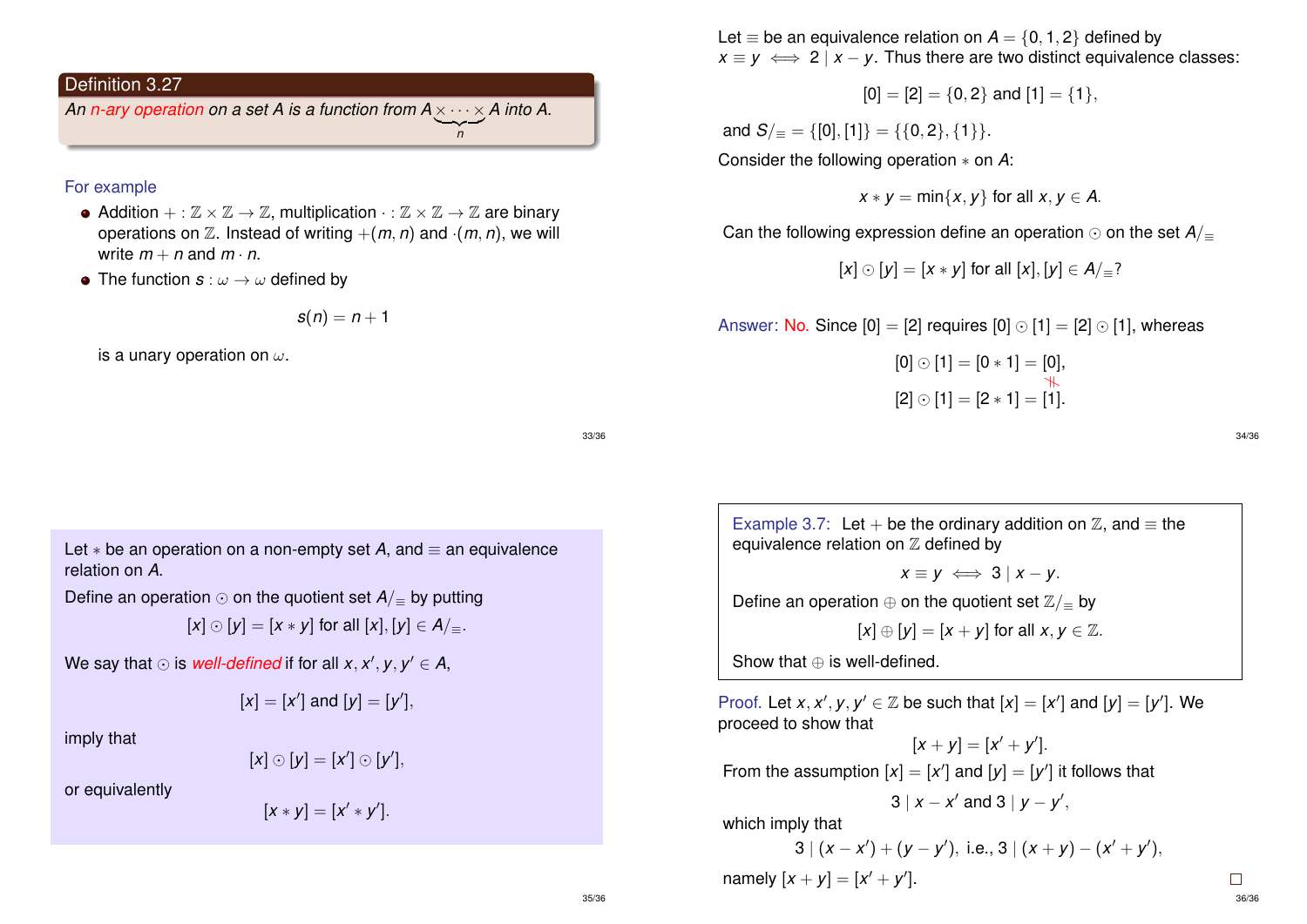### Definition 3.27

*An n-ary operation on a set A is a function from* $\underbrace{A \times \cdots \times A}_{n}$ *into A.*

**For example**

- Addition $+ : \mathbb{Z} \times \mathbb{Z} \to \mathbb{Z}$, multiplication $\cdot : \mathbb{Z} \times \mathbb{Z} \to \mathbb{Z}$ are binary operations on $\mathbb{Z}$. Instead of writing $+(m, n)$ and $\cdot(m, n)$, we will write $m + n$ and $m \cdot n$.
- The function $s : \omega \to \omega$ defined by

$$s(n) = n + 1$$

is a unary operation on $\omega$.

Let $\equiv$ be an equivalence relation on $A = \{0, 1, 2\}$ defined by $x \equiv y \iff 2 \mid x - y$. Thus there are two distinct equivalence classes:

$$[0] = [2] = \{0, 2\} \text{ and } [1] = \{1\},$$

and $S/_{\equiv} = \{[0], [1]\} = \{\{0, 2\}, \{1\}\}$.

Consider the following operation $*$ on $A$:

$$x * y = \min\{x, y\} \text{ for all } x, y \in A.$$

Can the following expression define an operation $\odot$ on the set $A/_{\equiv}$

$$[x] \odot [y] = [x * y] \text{ for all } [x], [y] \in A/_{\equiv}?$$

Answer: No. Since $[0] = [2]$ requires $[0] \odot [1] = [2] \odot [1]$, whereas

$$[0] \odot [1] = [0 * 1] = [0],$$

$$[2] \odot [1] = [2 * 1] = [1].$$

($[0] \not\equiv [1]$)

Let $*$ be an operation on a non-empty set $A$, and $\equiv$ an equivalence relation on $A$.

Define an operation $\odot$ on the quotient set $A/_{\equiv}$ by putting

$$[x] \odot [y] = [x * y] \text{ for all } [x], [y] \in A/_{\equiv}.$$

We say that $\odot$ is *well-defined* if for all $x, x', y, y' \in A$,

$$[x] = [x'] \text{ and } [y] = [y'],$$

imply that

$$[x] \odot [y] = [x'] \odot [y'],$$

or equivalently

$$[x * y] = [x' * y'].$$

**Example 3.7:** Let $+$ be the ordinary addition on $\mathbb{Z}$, and $\equiv$ the equivalence relation on $\mathbb{Z}$ defined by

$$x \equiv y \iff 3 \mid x - y.$$

Define an operation $\oplus$ on the quotient set $\mathbb{Z}/_{\equiv}$ by

$$[x] \oplus [y] = [x + y] \text{ for all } x, y \in \mathbb{Z}.$$

Show that $\oplus$ is well-defined.

*Proof.* Let $x, x', y, y' \in \mathbb{Z}$ be such that $[x] = [x']$ and $[y] = [y']$. We proceed to show that

$$[x + y] = [x' + y'].$$

From the assumption $[x] = [x']$ and $[y] = [y']$ it follows that

$$3 \mid x - x' \text{ and } 3 \mid y - y',$$

which imply that

$$3 \mid (x - x') + (y - y'), \text{ i.e., } 3 \mid (x + y) - (x' + y'),$$

namely $[x + y] = [x' + y']$. □